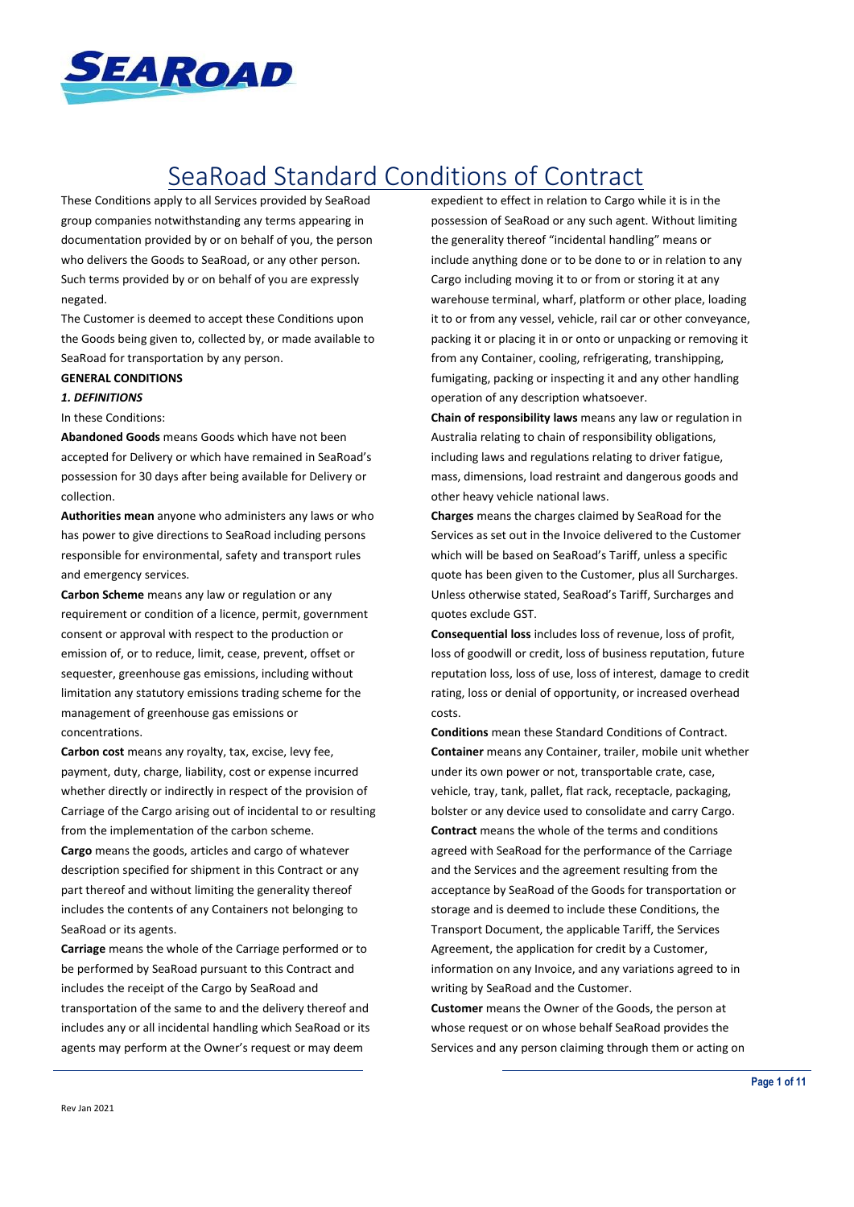# SeaRoad Standard Conditions of Contract

These Conditions apply to all Services provided by SeaRoad group companies notwithstanding any terms appearing in documentation provided by or on behalf of you, the person who delivers the Goods to SeaRoad, or any other person. Such terms provided by or on behalf of you are expressly negated.

The Customer is deemed to accept these Conditions upon the Goods being given to, collected by, or made available to SeaRoad for transportation by any person.

**GENERAL CONDITIONS**

***1. DEFINITIONS***

In these Conditions:

**Abandoned Goods** means Goods which have not been accepted for Delivery or which have remained in SeaRoad's possession for 30 days after being available for Delivery or collection.

**Authorities mean** anyone who administers any laws or who has power to give directions to SeaRoad including persons responsible for environmental, safety and transport rules and emergency services.

**Carbon Scheme** means any law or regulation or any requirement or condition of a licence, permit, government consent or approval with respect to the production or emission of, or to reduce, limit, cease, prevent, offset or sequester, greenhouse gas emissions, including without limitation any statutory emissions trading scheme for the management of greenhouse gas emissions or concentrations.

**Carbon cost** means any royalty, tax, excise, levy fee, payment, duty, charge, liability, cost or expense incurred whether directly or indirectly in respect of the provision of Carriage of the Cargo arising out of incidental to or resulting from the implementation of the carbon scheme.

**Cargo** means the goods, articles and cargo of whatever description specified for shipment in this Contract or any part thereof and without limiting the generality thereof includes the contents of any Containers not belonging to SeaRoad or its agents.

**Carriage** means the whole of the Carriage performed or to be performed by SeaRoad pursuant to this Contract and includes the receipt of the Cargo by SeaRoad and transportation of the same to and the delivery thereof and includes any or all incidental handling which SeaRoad or its agents may perform at the Owner's request or may deem expedient to effect in relation to Cargo while it is in the possession of SeaRoad or any such agent. Without limiting the generality thereof "incidental handling" means or include anything done or to be done to or in relation to any Cargo including moving it to or from or storing it at any warehouse terminal, wharf, platform or other place, loading it to or from any vessel, vehicle, rail car or other conveyance, packing it or placing it in or onto or unpacking or removing it from any Container, cooling, refrigerating, transhipping, fumigating, packing or inspecting it and any other handling operation of any description whatsoever.

**Chain of responsibility laws** means any law or regulation in Australia relating to chain of responsibility obligations, including laws and regulations relating to driver fatigue, mass, dimensions, load restraint and dangerous goods and other heavy vehicle national laws.

**Charges** means the charges claimed by SeaRoad for the Services as set out in the Invoice delivered to the Customer which will be based on SeaRoad's Tariff, unless a specific quote has been given to the Customer, plus all Surcharges. Unless otherwise stated, SeaRoad's Tariff, Surcharges and quotes exclude GST.

**Consequential loss** includes loss of revenue, loss of profit, loss of goodwill or credit, loss of business reputation, future reputation loss, loss of use, loss of interest, damage to credit rating, loss or denial of opportunity, or increased overhead costs.

**Conditions** mean these Standard Conditions of Contract.

**Container** means any Container, trailer, mobile unit whether under its own power or not, transportable crate, case, vehicle, tray, tank, pallet, flat rack, receptacle, packaging, bolster or any device used to consolidate and carry Cargo.

**Contract** means the whole of the terms and conditions agreed with SeaRoad for the performance of the Carriage and the Services and the agreement resulting from the acceptance by SeaRoad of the Goods for transportation or storage and is deemed to include these Conditions, the Transport Document, the applicable Tariff, the Services Agreement, the application for credit by a Customer, information on any Invoice, and any variations agreed to in writing by SeaRoad and the Customer.

**Customer** means the Owner of the Goods, the person at whose request or on whose behalf SeaRoad provides the Services and any person claiming through them or acting on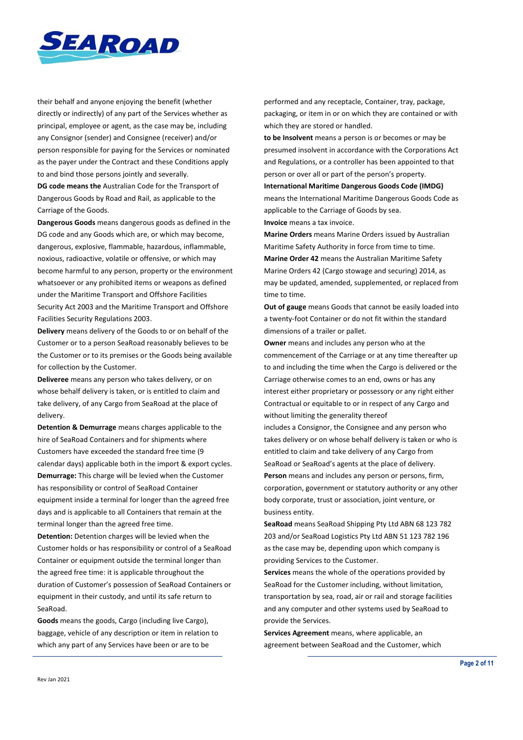their behalf and anyone enjoying the benefit (whether directly or indirectly) of any part of the Services whether as principal, employee or agent, as the case may be, including any Consignor (sender) and Consignee (receiver) and/or person responsible for paying for the Services or nominated as the payer under the Contract and these Conditions apply to and bind those persons jointly and severally.

**DG code means the** Australian Code for the Transport of Dangerous Goods by Road and Rail, as applicable to the Carriage of the Goods.

**Dangerous Goods** means dangerous goods as defined in the DG code and any Goods which are, or which may become, dangerous, explosive, flammable, hazardous, inflammable, noxious, radioactive, volatile or offensive, or which may become harmful to any person, property or the environment whatsoever or any prohibited items or weapons as defined under the Maritime Transport and Offshore Facilities Security Act 2003 and the Maritime Transport and Offshore Facilities Security Regulations 2003.

**Delivery** means delivery of the Goods to or on behalf of the Customer or to a person SeaRoad reasonably believes to be the Customer or to its premises or the Goods being available for collection by the Customer.

**Deliveree** means any person who takes delivery, or on whose behalf delivery is taken, or is entitled to claim and take delivery, of any Cargo from SeaRoad at the place of delivery.

**Detention & Demurrage** means charges applicable to the hire of SeaRoad Containers and for shipments where Customers have exceeded the standard free time (9 calendar days) applicable both in the import & export cycles.

**Demurrage:** This charge will be levied when the Customer has responsibility or control of SeaRoad Container equipment inside a terminal for longer than the agreed free days and is applicable to all Containers that remain at the terminal longer than the agreed free time.

**Detention:** Detention charges will be levied when the Customer holds or has responsibility or control of a SeaRoad Container or equipment outside the terminal longer than the agreed free time: it is applicable throughout the duration of Customer's possession of SeaRoad Containers or equipment in their custody, and until its safe return to SeaRoad.

**Goods** means the goods, Cargo (including live Cargo), baggage, vehicle of any description or item in relation to which any part of any Services have been or are to be performed and any receptacle, Container, tray, package, packaging, or item in or on which they are contained or with which they are stored or handled.

**to be Insolvent** means a person is or becomes or may be presumed insolvent in accordance with the Corporations Act and Regulations, or a controller has been appointed to that person or over all or part of the person's property.

**International Maritime Dangerous Goods Code (IMDG)** means the International Maritime Dangerous Goods Code as applicable to the Carriage of Goods by sea.

**Invoice** means a tax invoice.

**Marine Orders** means Marine Orders issued by Australian Maritime Safety Authority in force from time to time.

**Marine Order 42** means the Australian Maritime Safety Marine Orders 42 (Cargo stowage and securing) 2014, as may be updated, amended, supplemented, or replaced from time to time.

**Out of gauge** means Goods that cannot be easily loaded into a twenty-foot Container or do not fit within the standard dimensions of a trailer or pallet.

**Owner** means and includes any person who at the commencement of the Carriage or at any time thereafter up to and including the time when the Cargo is delivered or the Carriage otherwise comes to an end, owns or has any interest either proprietary or possessory or any right either Contractual or equitable to or in respect of any Cargo and without limiting the generality thereof includes a Consignor, the Consignee and any person who takes delivery or on whose behalf delivery is taken or who is entitled to claim and take delivery of any Cargo from SeaRoad or SeaRoad's agents at the place of delivery.

**Person** means and includes any person or persons, firm, corporation, government or statutory authority or any other body corporate, trust or association, joint venture, or business entity.

**SeaRoad** means SeaRoad Shipping Pty Ltd ABN 68 123 782 203 and/or SeaRoad Logistics Pty Ltd ABN 51 123 782 196 as the case may be, depending upon which company is providing Services to the Customer.

**Services** means the whole of the operations provided by SeaRoad for the Customer including, without limitation, transportation by sea, road, air or rail and storage facilities and any computer and other systems used by SeaRoad to provide the Services.

**Services Agreement** means, where applicable, an agreement between SeaRoad and the Customer, which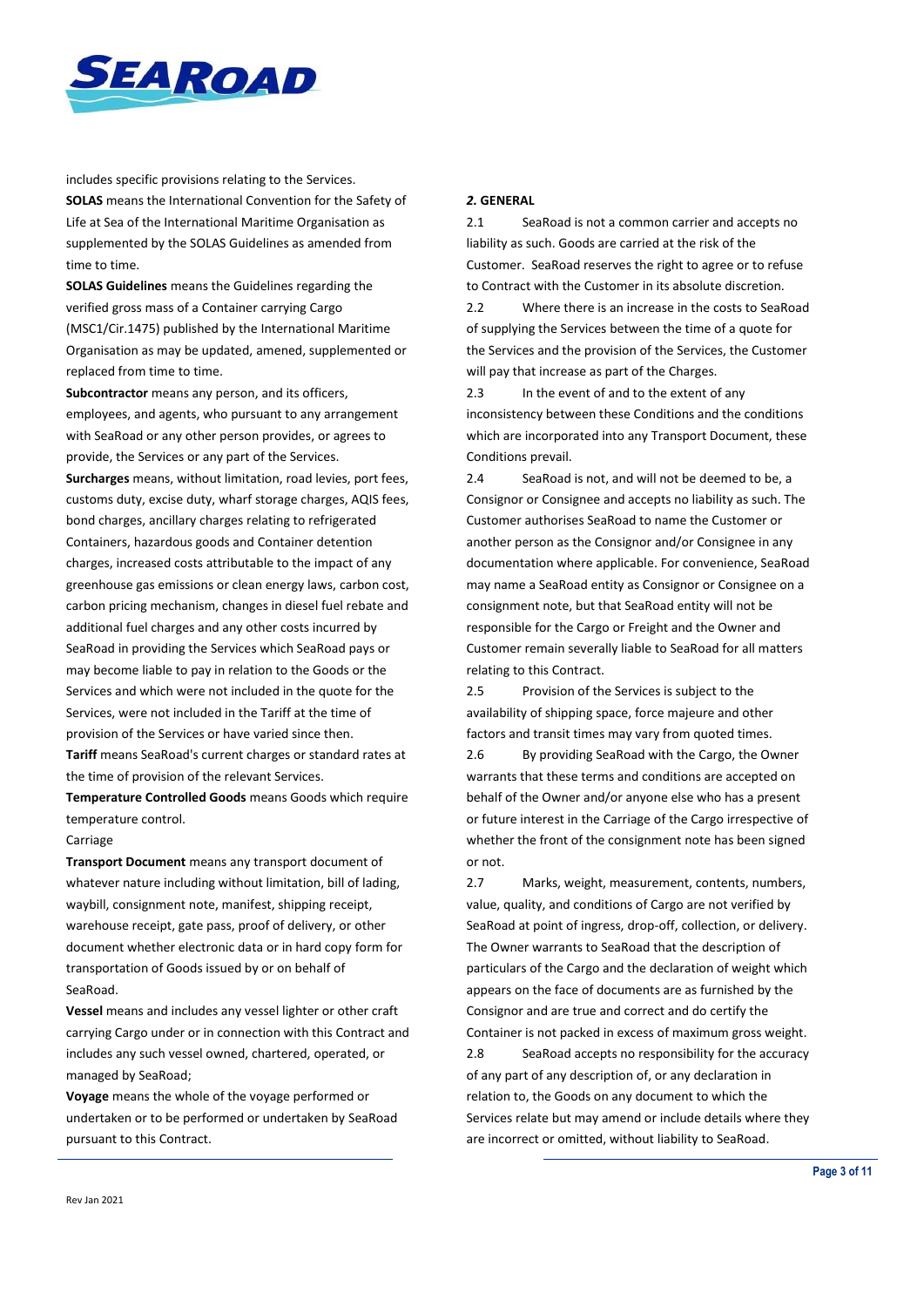includes specific provisions relating to the Services.

**SOLAS** means the International Convention for the Safety of Life at Sea of the International Maritime Organisation as supplemented by the SOLAS Guidelines as amended from time to time.

**SOLAS Guidelines** means the Guidelines regarding the verified gross mass of a Container carrying Cargo (MSC1/Cir.1475) published by the International Maritime Organisation as may be updated, amended, supplemented or replaced from time to time.

**Subcontractor** means any person, and its officers, employees, and agents, who pursuant to any arrangement with SeaRoad or any other person provides, or agrees to provide, the Services or any part of the Services.

**Surcharges** means, without limitation, road levies, port fees, customs duty, excise duty, wharf storage charges, AQIS fees, bond charges, ancillary charges relating to refrigerated Containers, hazardous goods and Container detention charges, increased costs attributable to the impact of any greenhouse gas emissions or clean energy laws, carbon cost, carbon pricing mechanism, changes in diesel fuel rebate and additional fuel charges and any other costs incurred by SeaRoad in providing the Services which SeaRoad pays or may become liable to pay in relation to the Goods or the Services and which were not included in the quote for the Services, were not included in the Tariff at the time of provision of the Services or have varied since then.

**Tariff** means SeaRoad's current charges or standard rates at the time of provision of the relevant Services.

**Temperature Controlled Goods** means Goods which require temperature control.

Carriage

**Transport Document** means any transport document of whatever nature including without limitation, bill of lading, waybill, consignment note, manifest, shipping receipt, warehouse receipt, gate pass, proof of delivery, or other document whether electronic data or in hard copy form for transportation of Goods issued by or on behalf of SeaRoad.

**Vessel** means and includes any vessel lighter or other craft carrying Cargo under or in connection with this Contract and includes any such vessel owned, chartered, operated, or managed by SeaRoad;

**Voyage** means the whole of the voyage performed or undertaken or to be performed or undertaken by SeaRoad pursuant to this Contract.

## *2.* GENERAL

2.1 SeaRoad is not a common carrier and accepts no liability as such. Goods are carried at the risk of the Customer. SeaRoad reserves the right to agree or to refuse to Contract with the Customer in its absolute discretion.

2.2 Where there is an increase in the costs to SeaRoad of supplying the Services between the time of a quote for the Services and the provision of the Services, the Customer will pay that increase as part of the Charges.

2.3 In the event of and to the extent of any inconsistency between these Conditions and the conditions which are incorporated into any Transport Document, these Conditions prevail.

2.4 SeaRoad is not, and will not be deemed to be, a Consignor or Consignee and accepts no liability as such. The Customer authorises SeaRoad to name the Customer or another person as the Consignor and/or Consignee in any documentation where applicable. For convenience, SeaRoad may name a SeaRoad entity as Consignor or Consignee on a consignment note, but that SeaRoad entity will not be responsible for the Cargo or Freight and the Owner and Customer remain severally liable to SeaRoad for all matters relating to this Contract.

2.5 Provision of the Services is subject to the availability of shipping space, force majeure and other factors and transit times may vary from quoted times.

2.6 By providing SeaRoad with the Cargo, the Owner warrants that these terms and conditions are accepted on behalf of the Owner and/or anyone else who has a present or future interest in the Carriage of the Cargo irrespective of whether the front of the consignment note has been signed or not.

2.7 Marks, weight, measurement, contents, numbers, value, quality, and conditions of Cargo are not verified by SeaRoad at point of ingress, drop-off, collection, or delivery. The Owner warrants to SeaRoad that the description of particulars of the Cargo and the declaration of weight which appears on the face of documents are as furnished by the Consignor and are true and correct and do certify the Container is not packed in excess of maximum gross weight.

2.8 SeaRoad accepts no responsibility for the accuracy of any part of any description of, or any declaration in relation to, the Goods on any document to which the Services relate but may amend or include details where they are incorrect or omitted, without liability to SeaRoad.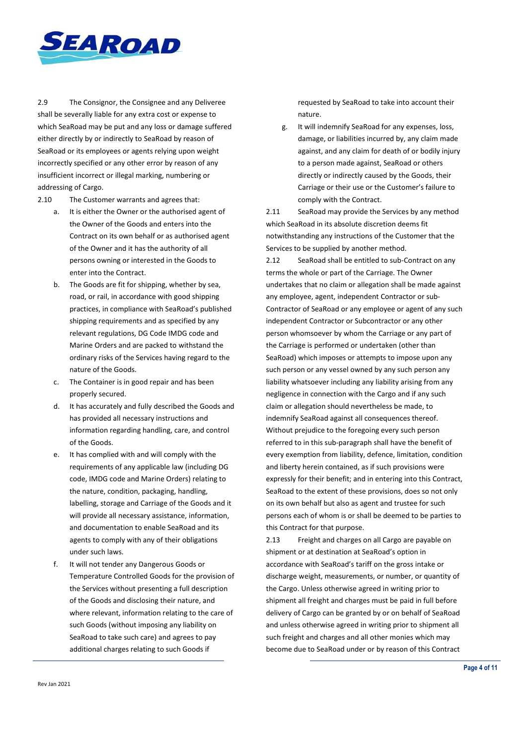2.9 The Consignor, the Consignee and any Deliveree shall be severally liable for any extra cost or expense to which SeaRoad may be put and any loss or damage suffered either directly by or indirectly to SeaRoad by reason of SeaRoad or its employees or agents relying upon weight incorrectly specified or any other error by reason of any insufficient incorrect or illegal marking, numbering or addressing of Cargo.

2.10 The Customer warrants and agrees that:

a. It is either the Owner or the authorised agent of the Owner of the Goods and enters into the Contract on its own behalf or as authorised agent of the Owner and it has the authority of all persons owning or interested in the Goods to enter into the Contract.

b. The Goods are fit for shipping, whether by sea, road, or rail, in accordance with good shipping practices, in compliance with SeaRoad's published shipping requirements and as specified by any relevant regulations, DG Code IMDG code and Marine Orders and are packed to withstand the ordinary risks of the Services having regard to the nature of the Goods.

c. The Container is in good repair and has been properly secured.

d. It has accurately and fully described the Goods and has provided all necessary instructions and information regarding handling, care, and control of the Goods.

e. It has complied with and will comply with the requirements of any applicable law (including DG code, IMDG code and Marine Orders) relating to the nature, condition, packaging, handling, labelling, storage and Carriage of the Goods and it will provide all necessary assistance, information, and documentation to enable SeaRoad and its agents to comply with any of their obligations under such laws.

f. It will not tender any Dangerous Goods or Temperature Controlled Goods for the provision of the Services without presenting a full description of the Goods and disclosing their nature, and where relevant, information relating to the care of such Goods (without imposing any liability on SeaRoad to take such care) and agrees to pay additional charges relating to such Goods if requested by SeaRoad to take into account their nature.

g. It will indemnify SeaRoad for any expenses, loss, damage, or liabilities incurred by, any claim made against, and any claim for death of or bodily injury to a person made against, SeaRoad or others directly or indirectly caused by the Goods, their Carriage or their use or the Customer's failure to comply with the Contract.

2.11 SeaRoad may provide the Services by any method which SeaRoad in its absolute discretion deems fit notwithstanding any instructions of the Customer that the Services to be supplied by another method.

2.12 SeaRoad shall be entitled to sub-Contract on any terms the whole or part of the Carriage. The Owner undertakes that no claim or allegation shall be made against any employee, agent, independent Contractor or sub-Contractor of SeaRoad or any employee or agent of any such independent Contractor or Subcontractor or any other person whomsoever by whom the Carriage or any part of the Carriage is performed or undertaken (other than SeaRoad) which imposes or attempts to impose upon any such person or any vessel owned by any such person any liability whatsoever including any liability arising from any negligence in connection with the Cargo and if any such claim or allegation should nevertheless be made, to indemnify SeaRoad against all consequences thereof. Without prejudice to the foregoing every such person referred to in this sub-paragraph shall have the benefit of every exemption from liability, defence, limitation, condition and liberty herein contained, as if such provisions were expressly for their benefit; and in entering into this Contract, SeaRoad to the extent of these provisions, does so not only on its own behalf but also as agent and trustee for such persons each of whom is or shall be deemed to be parties to this Contract for that purpose.

2.13 Freight and charges on all Cargo are payable on shipment or at destination at SeaRoad's option in accordance with SeaRoad's tariff on the gross intake or discharge weight, measurements, or number, or quantity of the Cargo. Unless otherwise agreed in writing prior to shipment all freight and charges must be paid in full before delivery of Cargo can be granted by or on behalf of SeaRoad and unless otherwise agreed in writing prior to shipment all such freight and charges and all other monies which may become due to SeaRoad under or by reason of this Contract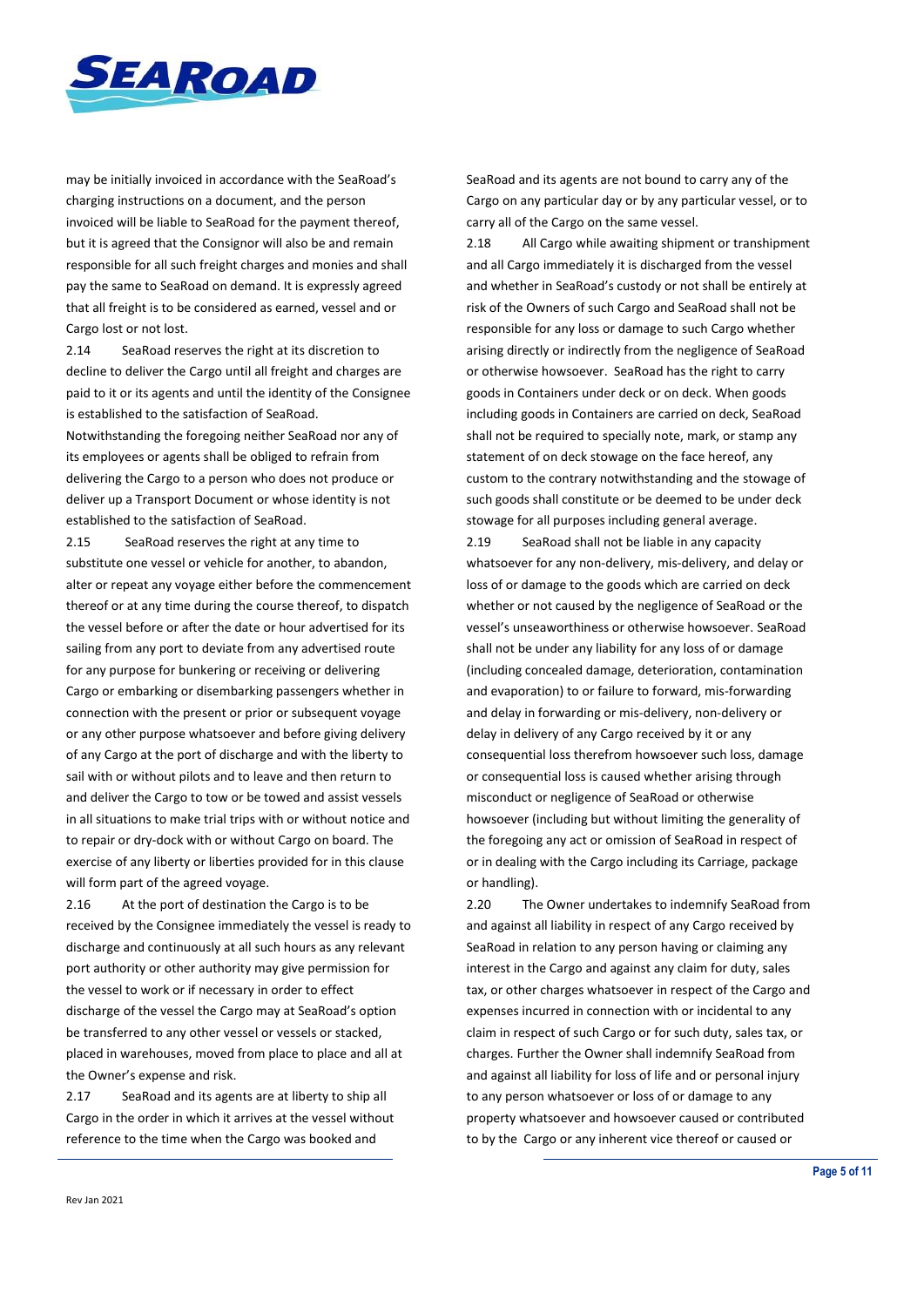may be initially invoiced in accordance with the SeaRoad's charging instructions on a document, and the person invoiced will be liable to SeaRoad for the payment thereof, but it is agreed that the Consignor will also be and remain responsible for all such freight charges and monies and shall pay the same to SeaRoad on demand. It is expressly agreed that all freight is to be considered as earned, vessel and or Cargo lost or not lost.

2.14 SeaRoad reserves the right at its discretion to decline to deliver the Cargo until all freight and charges are paid to it or its agents and until the identity of the Consignee is established to the satisfaction of SeaRoad. Notwithstanding the foregoing neither SeaRoad nor any of its employees or agents shall be obliged to refrain from delivering the Cargo to a person who does not produce or deliver up a Transport Document or whose identity is not established to the satisfaction of SeaRoad.

2.15 SeaRoad reserves the right at any time to substitute one vessel or vehicle for another, to abandon, alter or repeat any voyage either before the commencement thereof or at any time during the course thereof, to dispatch the vessel before or after the date or hour advertised for its sailing from any port to deviate from any advertised route for any purpose for bunkering or receiving or delivering Cargo or embarking or disembarking passengers whether in connection with the present or prior or subsequent voyage or any other purpose whatsoever and before giving delivery of any Cargo at the port of discharge and with the liberty to sail with or without pilots and to leave and then return to and deliver the Cargo to tow or be towed and assist vessels in all situations to make trial trips with or without notice and to repair or dry-dock with or without Cargo on board. The exercise of any liberty or liberties provided for in this clause will form part of the agreed voyage.

2.16 At the port of destination the Cargo is to be received by the Consignee immediately the vessel is ready to discharge and continuously at all such hours as any relevant port authority or other authority may give permission for the vessel to work or if necessary in order to effect discharge of the vessel the Cargo may at SeaRoad's option be transferred to any other vessel or vessels or stacked, placed in warehouses, moved from place to place and all at the Owner's expense and risk.

2.17 SeaRoad and its agents are at liberty to ship all Cargo in the order in which it arrives at the vessel without reference to the time when the Cargo was booked and SeaRoad and its agents are not bound to carry any of the Cargo on any particular day or by any particular vessel, or to carry all of the Cargo on the same vessel.

2.18 All Cargo while awaiting shipment or transhipment and all Cargo immediately it is discharged from the vessel and whether in SeaRoad's custody or not shall be entirely at risk of the Owners of such Cargo and SeaRoad shall not be responsible for any loss or damage to such Cargo whether arising directly or indirectly from the negligence of SeaRoad or otherwise howsoever. SeaRoad has the right to carry goods in Containers under deck or on deck. When goods including goods in Containers are carried on deck, SeaRoad shall not be required to specially note, mark, or stamp any statement of on deck stowage on the face hereof, any custom to the contrary notwithstanding and the stowage of such goods shall constitute or be deemed to be under deck stowage for all purposes including general average.

2.19 SeaRoad shall not be liable in any capacity whatsoever for any non-delivery, mis-delivery, and delay or loss of or damage to the goods which are carried on deck whether or not caused by the negligence of SeaRoad or the vessel's unseaworthiness or otherwise howsoever. SeaRoad shall not be under any liability for any loss of or damage (including concealed damage, deterioration, contamination and evaporation) to or failure to forward, mis-forwarding and delay in forwarding or mis-delivery, non-delivery or delay in delivery of any Cargo received by it or any consequential loss therefrom howsoever such loss, damage or consequential loss is caused whether arising through misconduct or negligence of SeaRoad or otherwise howsoever (including but without limiting the generality of the foregoing any act or omission of SeaRoad in respect of or in dealing with the Cargo including its Carriage, package or handling).

2.20 The Owner undertakes to indemnify SeaRoad from and against all liability in respect of any Cargo received by SeaRoad in relation to any person having or claiming any interest in the Cargo and against any claim for duty, sales tax, or other charges whatsoever in respect of the Cargo and expenses incurred in connection with or incidental to any claim in respect of such Cargo or for such duty, sales tax, or charges. Further the Owner shall indemnify SeaRoad from and against all liability for loss of life and or personal injury to any person whatsoever or loss of or damage to any property whatsoever and howsoever caused or contributed to by the Cargo or any inherent vice thereof or caused or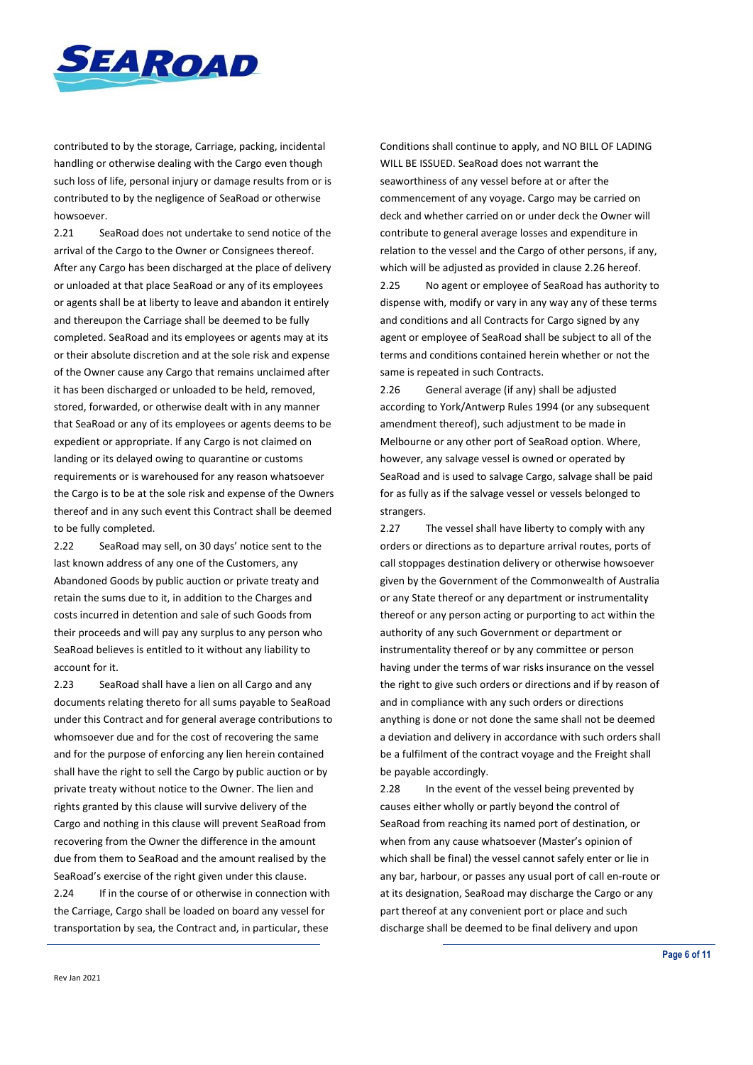contributed to by the storage, Carriage, packing, incidental handling or otherwise dealing with the Cargo even though such loss of life, personal injury or damage results from or is contributed to by the negligence of SeaRoad or otherwise howsoever.

2.21 SeaRoad does not undertake to send notice of the arrival of the Cargo to the Owner or Consignees thereof. After any Cargo has been discharged at the place of delivery or unloaded at that place SeaRoad or any of its employees or agents shall be at liberty to leave and abandon it entirely and thereupon the Carriage shall be deemed to be fully completed. SeaRoad and its employees or agents may at its or their absolute discretion and at the sole risk and expense of the Owner cause any Cargo that remains unclaimed after it has been discharged or unloaded to be held, removed, stored, forwarded, or otherwise dealt with in any manner that SeaRoad or any of its employees or agents deems to be expedient or appropriate. If any Cargo is not claimed on landing or its delayed owing to quarantine or customs requirements or is warehoused for any reason whatsoever the Cargo is to be at the sole risk and expense of the Owners thereof and in any such event this Contract shall be deemed to be fully completed.

2.22 SeaRoad may sell, on 30 days' notice sent to the last known address of any one of the Customers, any Abandoned Goods by public auction or private treaty and retain the sums due to it, in addition to the Charges and costs incurred in detention and sale of such Goods from their proceeds and will pay any surplus to any person who SeaRoad believes is entitled to it without any liability to account for it.

2.23 SeaRoad shall have a lien on all Cargo and any documents relating thereto for all sums payable to SeaRoad under this Contract and for general average contributions to whomsoever due and for the cost of recovering the same and for the purpose of enforcing any lien herein contained shall have the right to sell the Cargo by public auction or by private treaty without notice to the Owner. The lien and rights granted by this clause will survive delivery of the Cargo and nothing in this clause will prevent SeaRoad from recovering from the Owner the difference in the amount due from them to SeaRoad and the amount realised by the SeaRoad's exercise of the right given under this clause.

2.24 If in the course of or otherwise in connection with the Carriage, Cargo shall be loaded on board any vessel for transportation by sea, the Contract and, in particular, these Conditions shall continue to apply, and NO BILL OF LADING WILL BE ISSUED. SeaRoad does not warrant the seaworthiness of any vessel before at or after the commencement of any voyage. Cargo may be carried on deck and whether carried on or under deck the Owner will contribute to general average losses and expenditure in relation to the vessel and the Cargo of other persons, if any, which will be adjusted as provided in clause 2.26 hereof.

2.25 No agent or employee of SeaRoad has authority to dispense with, modify or vary in any way any of these terms and conditions and all Contracts for Cargo signed by any agent or employee of SeaRoad shall be subject to all of the terms and conditions contained herein whether or not the same is repeated in such Contracts.

2.26 General average (if any) shall be adjusted according to York/Antwerp Rules 1994 (or any subsequent amendment thereof), such adjustment to be made in Melbourne or any other port of SeaRoad option. Where, however, any salvage vessel is owned or operated by SeaRoad and is used to salvage Cargo, salvage shall be paid for as fully as if the salvage vessel or vessels belonged to strangers.

2.27 The vessel shall have liberty to comply with any orders or directions as to departure arrival routes, ports of call stoppages destination delivery or otherwise howsoever given by the Government of the Commonwealth of Australia or any State thereof or any department or instrumentality thereof or any person acting or purporting to act within the authority of any such Government or department or instrumentality thereof or by any committee or person having under the terms of war risks insurance on the vessel the right to give such orders or directions and if by reason of and in compliance with any such orders or directions anything is done or not done the same shall not be deemed a deviation and delivery in accordance with such orders shall be a fulfilment of the contract voyage and the Freight shall be payable accordingly.

2.28 In the event of the vessel being prevented by causes either wholly or partly beyond the control of SeaRoad from reaching its named port of destination, or when from any cause whatsoever (Master's opinion of which shall be final) the vessel cannot safely enter or lie in any bar, harbour, or passes any usual port of call en-route or at its designation, SeaRoad may discharge the Cargo or any part thereof at any convenient port or place and such discharge shall be deemed to be final delivery and upon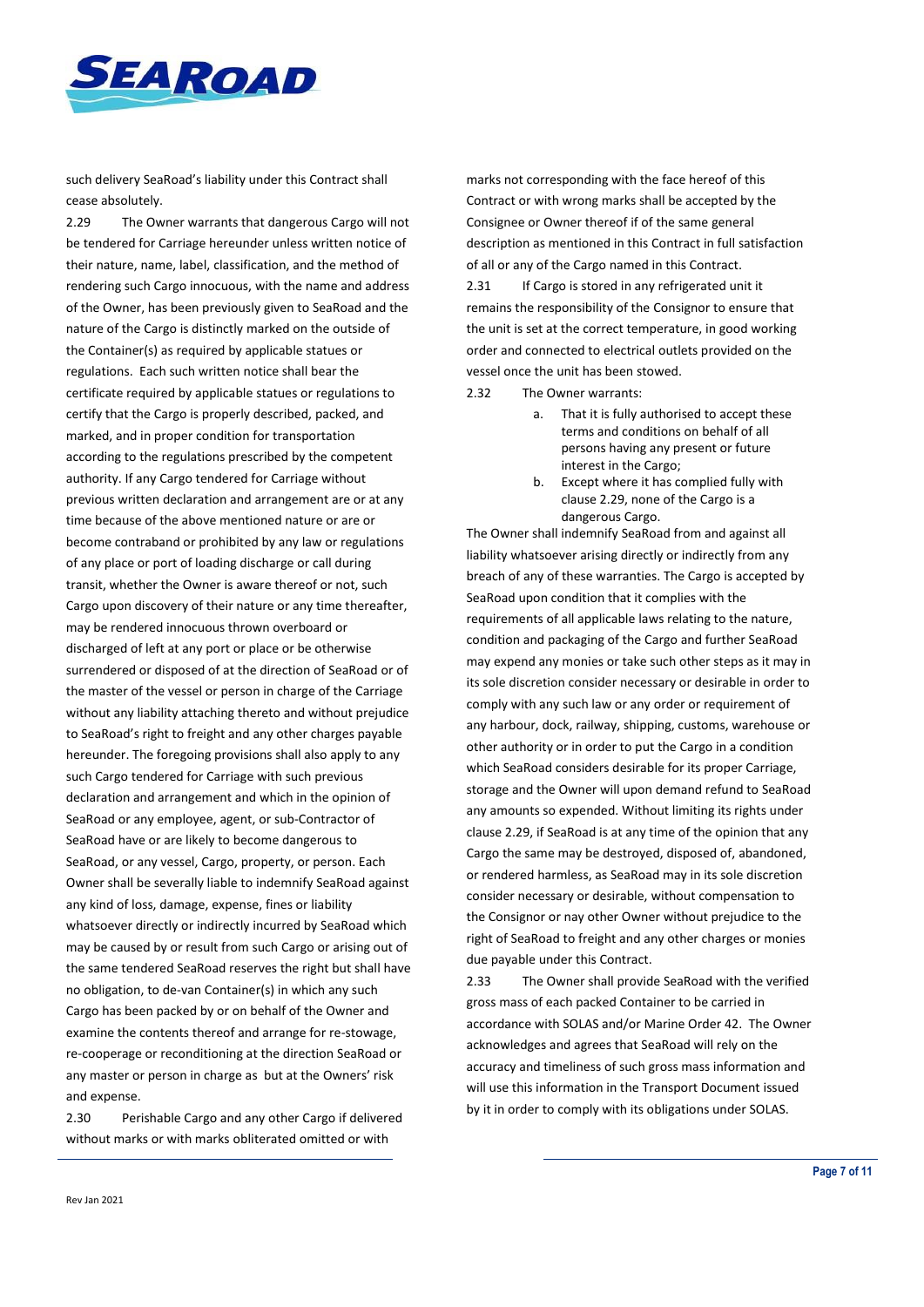such delivery SeaRoad's liability under this Contract shall cease absolutely.

2.29 The Owner warrants that dangerous Cargo will not be tendered for Carriage hereunder unless written notice of their nature, name, label, classification, and the method of rendering such Cargo innocuous, with the name and address of the Owner, has been previously given to SeaRoad and the nature of the Cargo is distinctly marked on the outside of the Container(s) as required by applicable statues or regulations. Each such written notice shall bear the certificate required by applicable statues or regulations to certify that the Cargo is properly described, packed, and marked, and in proper condition for transportation according to the regulations prescribed by the competent authority. If any Cargo tendered for Carriage without previous written declaration and arrangement are or at any time because of the above mentioned nature or are or become contraband or prohibited by any law or regulations of any place or port of loading discharge or call during transit, whether the Owner is aware thereof or not, such Cargo upon discovery of their nature or any time thereafter, may be rendered innocuous thrown overboard or discharged of left at any port or place or be otherwise surrendered or disposed of at the direction of SeaRoad or of the master of the vessel or person in charge of the Carriage without any liability attaching thereto and without prejudice to SeaRoad's right to freight and any other charges payable hereunder. The foregoing provisions shall also apply to any such Cargo tendered for Carriage with such previous declaration and arrangement and which in the opinion of SeaRoad or any employee, agent, or sub-Contractor of SeaRoad have or are likely to become dangerous to SeaRoad, or any vessel, Cargo, property, or person. Each Owner shall be severally liable to indemnify SeaRoad against any kind of loss, damage, expense, fines or liability whatsoever directly or indirectly incurred by SeaRoad which may be caused by or result from such Cargo or arising out of the same tendered SeaRoad reserves the right but shall have no obligation, to de-van Container(s) in which any such Cargo has been packed by or on behalf of the Owner and examine the contents thereof and arrange for re-stowage, re-cooperage or reconditioning at the direction SeaRoad or any master or person in charge as but at the Owners' risk and expense.

2.30 Perishable Cargo and any other Cargo if delivered without marks or with marks obliterated omitted or with marks not corresponding with the face hereof of this Contract or with wrong marks shall be accepted by the Consignee or Owner thereof if of the same general description as mentioned in this Contract in full satisfaction of all or any of the Cargo named in this Contract.

2.31 If Cargo is stored in any refrigerated unit it remains the responsibility of the Consignor to ensure that the unit is set at the correct temperature, in good working order and connected to electrical outlets provided on the vessel once the unit has been stowed.

2.32 The Owner warrants:

a. That it is fully authorised to accept these terms and conditions on behalf of all persons having any present or future interest in the Cargo;
b. Except where it has complied fully with clause 2.29, none of the Cargo is a dangerous Cargo.

The Owner shall indemnify SeaRoad from and against all liability whatsoever arising directly or indirectly from any breach of any of these warranties. The Cargo is accepted by SeaRoad upon condition that it complies with the requirements of all applicable laws relating to the nature, condition and packaging of the Cargo and further SeaRoad may expend any monies or take such other steps as it may in its sole discretion consider necessary or desirable in order to comply with any such law or any order or requirement of any harbour, dock, railway, shipping, customs, warehouse or other authority or in order to put the Cargo in a condition which SeaRoad considers desirable for its proper Carriage, storage and the Owner will upon demand refund to SeaRoad any amounts so expended. Without limiting its rights under clause 2.29, if SeaRoad is at any time of the opinion that any Cargo the same may be destroyed, disposed of, abandoned, or rendered harmless, as SeaRoad may in its sole discretion consider necessary or desirable, without compensation to the Consignor or nay other Owner without prejudice to the right of SeaRoad to freight and any other charges or monies due payable under this Contract.

2.33 The Owner shall provide SeaRoad with the verified gross mass of each packed Container to be carried in accordance with SOLAS and/or Marine Order 42. The Owner acknowledges and agrees that SeaRoad will rely on the accuracy and timeliness of such gross mass information and will use this information in the Transport Document issued by it in order to comply with its obligations under SOLAS.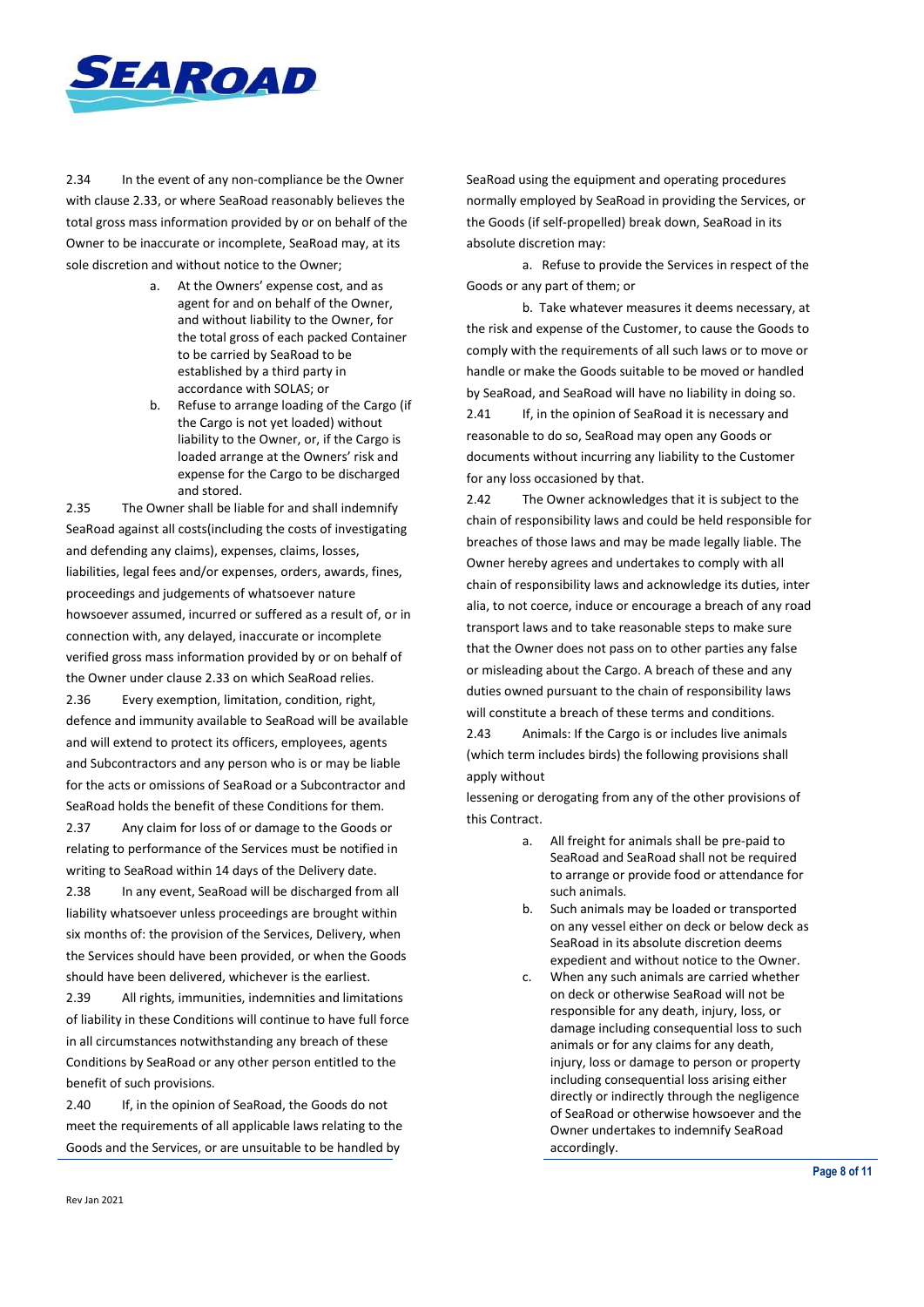2.34 In the event of any non-compliance be the Owner with clause 2.33, or where SeaRoad reasonably believes the total gross mass information provided by or on behalf of the Owner to be inaccurate or incomplete, SeaRoad may, at its sole discretion and without notice to the Owner;

a. At the Owners' expense cost, and as agent for and on behalf of the Owner, and without liability to the Owner, for the total gross of each packed Container to be carried by SeaRoad to be established by a third party in accordance with SOLAS; or
b. Refuse to arrange loading of the Cargo (if the Cargo is not yet loaded) without liability to the Owner, or, if the Cargo is loaded arrange at the Owners' risk and expense for the Cargo to be discharged and stored.

2.35 The Owner shall be liable for and shall indemnify SeaRoad against all costs(including the costs of investigating and defending any claims), expenses, claims, losses, liabilities, legal fees and/or expenses, orders, awards, fines, proceedings and judgements of whatsoever nature howsoever assumed, incurred or suffered as a result of, or in connection with, any delayed, inaccurate or incomplete verified gross mass information provided by or on behalf of the Owner under clause 2.33 on which SeaRoad relies.

2.36 Every exemption, limitation, condition, right, defence and immunity available to SeaRoad will be available and will extend to protect its officers, employees, agents and Subcontractors and any person who is or may be liable for the acts or omissions of SeaRoad or a Subcontractor and SeaRoad holds the benefit of these Conditions for them.

2.37 Any claim for loss of or damage to the Goods or relating to performance of the Services must be notified in writing to SeaRoad within 14 days of the Delivery date.

2.38 In any event, SeaRoad will be discharged from all liability whatsoever unless proceedings are brought within six months of: the provision of the Services, Delivery, when the Services should have been provided, or when the Goods should have been delivered, whichever is the earliest.

2.39 All rights, immunities, indemnities and limitations of liability in these Conditions will continue to have full force in all circumstances notwithstanding any breach of these Conditions by SeaRoad or any other person entitled to the benefit of such provisions.

2.40 If, in the opinion of SeaRoad, the Goods do not meet the requirements of all applicable laws relating to the Goods and the Services, or are unsuitable to be handled by SeaRoad using the equipment and operating procedures normally employed by SeaRoad in providing the Services, or the Goods (if self-propelled) break down, SeaRoad in its absolute discretion may:

a. Refuse to provide the Services in respect of the Goods or any part of them; or

b. Take whatever measures it deems necessary, at the risk and expense of the Customer, to cause the Goods to comply with the requirements of all such laws or to move or handle or make the Goods suitable to be moved or handled by SeaRoad, and SeaRoad will have no liability in doing so.

2.41 If, in the opinion of SeaRoad it is necessary and reasonable to do so, SeaRoad may open any Goods or documents without incurring any liability to the Customer for any loss occasioned by that.

2.42 The Owner acknowledges that it is subject to the chain of responsibility laws and could be held responsible for breaches of those laws and may be made legally liable. The Owner hereby agrees and undertakes to comply with all chain of responsibility laws and acknowledge its duties, inter alia, to not coerce, induce or encourage a breach of any road transport laws and to take reasonable steps to make sure that the Owner does not pass on to other parties any false or misleading about the Cargo. A breach of these and any duties owned pursuant to the chain of responsibility laws will constitute a breach of these terms and conditions.

2.43 Animals: If the Cargo is or includes live animals (which term includes birds) the following provisions shall apply without lessening or derogating from any of the other provisions of this Contract.

a. All freight for animals shall be pre-paid to SeaRoad and SeaRoad shall not be required to arrange or provide food or attendance for such animals.
b. Such animals may be loaded or transported on any vessel either on deck or below deck as SeaRoad in its absolute discretion deems expedient and without notice to the Owner.
c. When any such animals are carried whether on deck or otherwise SeaRoad will not be responsible for any death, injury, loss, or damage including consequential loss to such animals or for any claims for any death, injury, loss or damage to person or property including consequential loss arising either directly or indirectly through the negligence of SeaRoad or otherwise howsoever and the Owner undertakes to indemnify SeaRoad accordingly.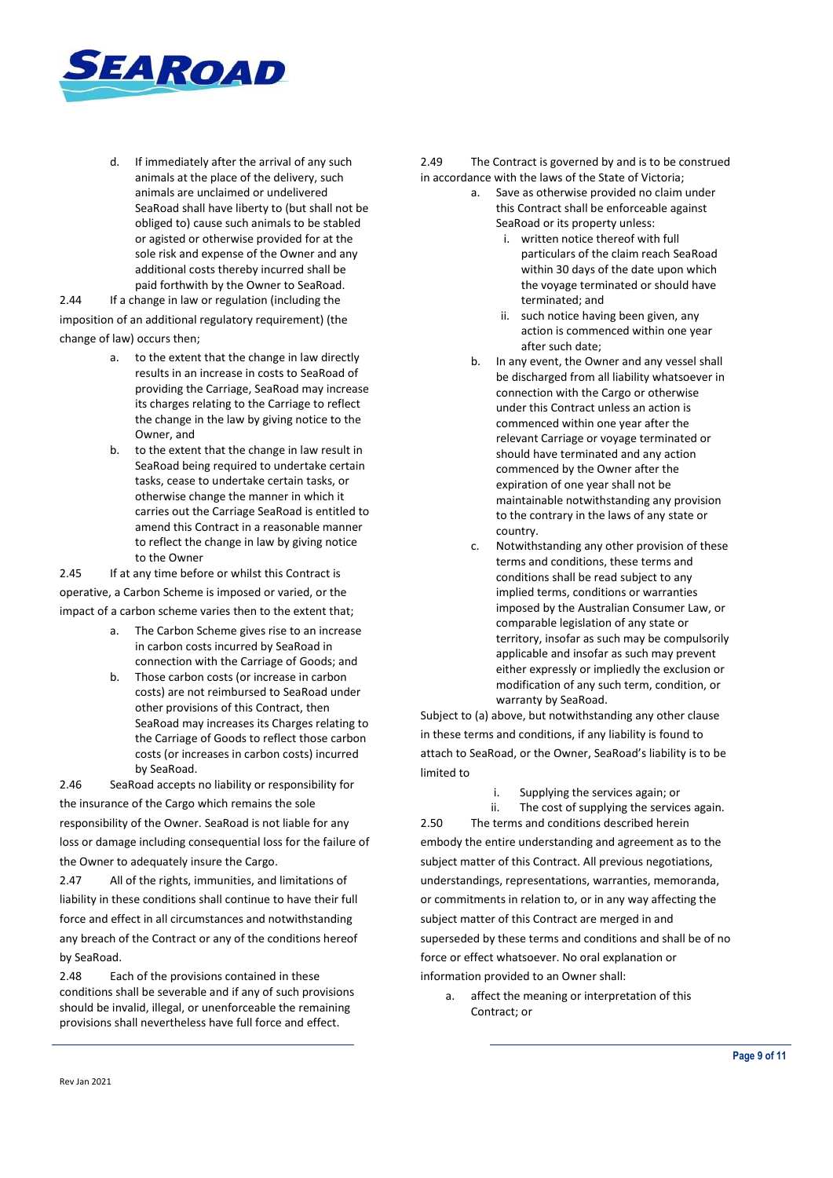d. If immediately after the arrival of any such animals at the place of the delivery, such animals are unclaimed or undelivered SeaRoad shall have liberty to (but shall not be obliged to) cause such animals to be stabled or agisted or otherwise provided for at the sole risk and expense of the Owner and any additional costs thereby incurred shall be paid forthwith by the Owner to SeaRoad.

2.44 If a change in law or regulation (including the imposition of an additional regulatory requirement) (the change of law) occurs then;

a. to the extent that the change in law directly results in an increase in costs to SeaRoad of providing the Carriage, SeaRoad may increase its charges relating to the Carriage to reflect the change in the law by giving notice to the Owner, and

b. to the extent that the change in law result in SeaRoad being required to undertake certain tasks, cease to undertake certain tasks, or otherwise change the manner in which it carries out the Carriage SeaRoad is entitled to amend this Contract in a reasonable manner to reflect the change in law by giving notice to the Owner

2.45 If at any time before or whilst this Contract is operative, a Carbon Scheme is imposed or varied, or the impact of a carbon scheme varies then to the extent that;

a. The Carbon Scheme gives rise to an increase in carbon costs incurred by SeaRoad in connection with the Carriage of Goods; and

b. Those carbon costs (or increase in carbon costs) are not reimbursed to SeaRoad under other provisions of this Contract, then SeaRoad may increases its Charges relating to the Carriage of Goods to reflect those carbon costs (or increases in carbon costs) incurred by SeaRoad.

2.46 SeaRoad accepts no liability or responsibility for the insurance of the Cargo which remains the sole responsibility of the Owner. SeaRoad is not liable for any loss or damage including consequential loss for the failure of the Owner to adequately insure the Cargo.

2.47 All of the rights, immunities, and limitations of liability in these conditions shall continue to have their full force and effect in all circumstances and notwithstanding any breach of the Contract or any of the conditions hereof by SeaRoad.

2.48 Each of the provisions contained in these conditions shall be severable and if any of such provisions should be invalid, illegal, or unenforceable the remaining provisions shall nevertheless have full force and effect.

2.49 The Contract is governed by and is to be construed in accordance with the laws of the State of Victoria;

a. Save as otherwise provided no claim under this Contract shall be enforceable against SeaRoad or its property unless:
   i. written notice thereof with full particulars of the claim reach SeaRoad within 30 days of the date upon which the voyage terminated or should have terminated; and
   ii. such notice having been given, any action is commenced within one year after such date;

b. In any event, the Owner and any vessel shall be discharged from all liability whatsoever in connection with the Cargo or otherwise under this Contract unless an action is commenced within one year after the relevant Carriage or voyage terminated or should have terminated and any action commenced by the Owner after the expiration of one year shall not be maintainable notwithstanding any provision to the contrary in the laws of any state or country.

c. Notwithstanding any other provision of these terms and conditions, these terms and conditions shall be read subject to any implied terms, conditions or warranties imposed by the Australian Consumer Law, or comparable legislation of any state or territory, insofar as such may be compulsorily applicable and insofar as such may prevent either expressly or impliedly the exclusion or modification of any such term, condition, or warranty by SeaRoad.

Subject to (a) above, but notwithstanding any other clause in these terms and conditions, if any liability is found to attach to SeaRoad, or the Owner, SeaRoad's liability is to be limited to

   i. Supplying the services again; or
   ii. The cost of supplying the services again.

2.50 The terms and conditions described herein embody the entire understanding and agreement as to the subject matter of this Contract. All previous negotiations, understandings, representations, warranties, memoranda, or commitments in relation to, or in any way affecting the subject matter of this Contract are merged in and superseded by these terms and conditions and shall be of no force or effect whatsoever. No oral explanation or information provided to an Owner shall:

a. affect the meaning or interpretation of this Contract; or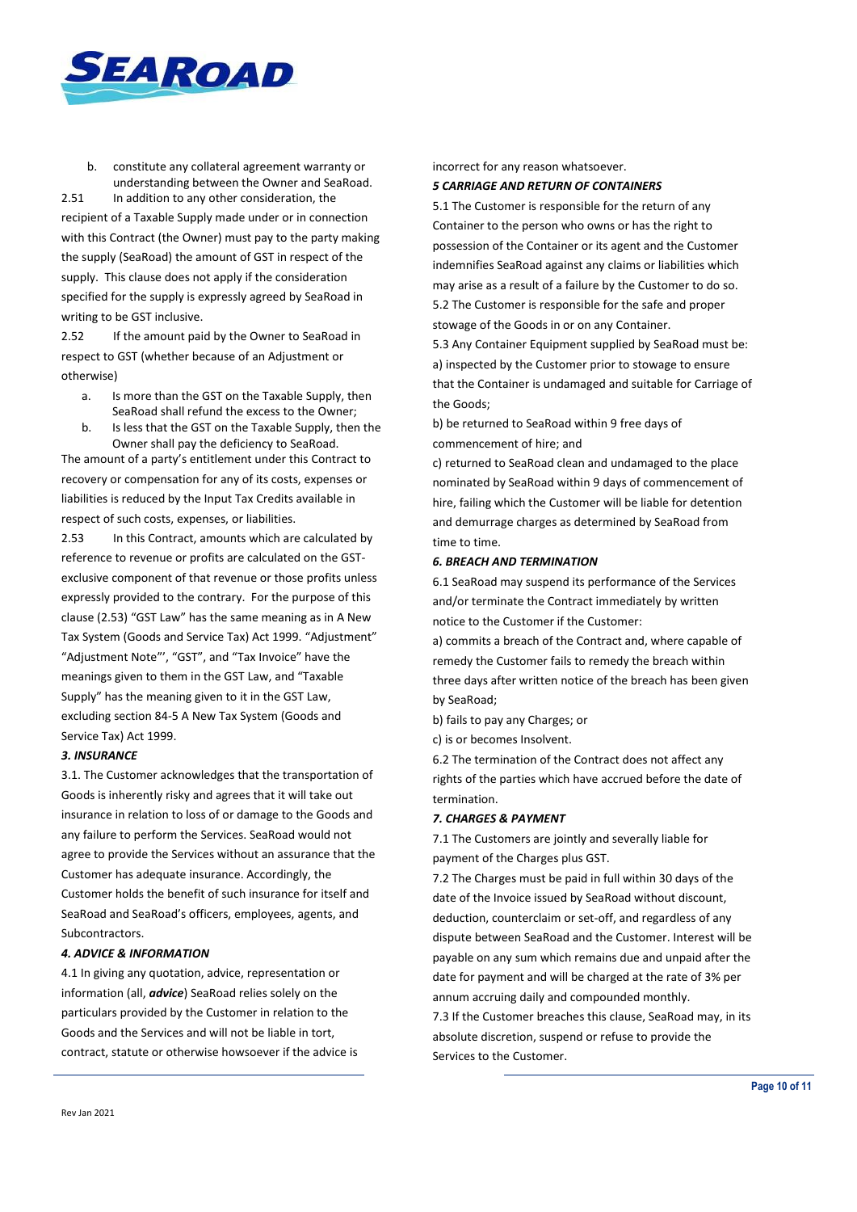b. constitute any collateral agreement warranty or understanding between the Owner and SeaRoad.

2.51 In addition to any other consideration, the recipient of a Taxable Supply made under or in connection with this Contract (the Owner) must pay to the party making the supply (SeaRoad) the amount of GST in respect of the supply. This clause does not apply if the consideration specified for the supply is expressly agreed by SeaRoad in writing to be GST inclusive.

2.52 If the amount paid by the Owner to SeaRoad in respect to GST (whether because of an Adjustment or otherwise)

a. Is more than the GST on the Taxable Supply, then SeaRoad shall refund the excess to the Owner;
b. Is less that the GST on the Taxable Supply, then the Owner shall pay the deficiency to SeaRoad.

The amount of a party's entitlement under this Contract to recovery or compensation for any of its costs, expenses or liabilities is reduced by the Input Tax Credits available in respect of such costs, expenses, or liabilities.

2.53 In this Contract, amounts which are calculated by reference to revenue or profits are calculated on the GST-exclusive component of that revenue or those profits unless expressly provided to the contrary. For the purpose of this clause (2.53) "GST Law" has the same meaning as in A New Tax System (Goods and Service Tax) Act 1999. "Adjustment" "Adjustment Note"', "GST", and "Tax Invoice" have the meanings given to them in the GST Law, and "Taxable Supply" has the meaning given to it in the GST Law, excluding section 84-5 A New Tax System (Goods and Service Tax) Act 1999.

### *3. INSURANCE*

3.1. The Customer acknowledges that the transportation of Goods is inherently risky and agrees that it will take out insurance in relation to loss of or damage to the Goods and any failure to perform the Services. SeaRoad would not agree to provide the Services without an assurance that the Customer has adequate insurance. Accordingly, the Customer holds the benefit of such insurance for itself and SeaRoad and SeaRoad's officers, employees, agents, and Subcontractors.

### *4. ADVICE & INFORMATION*

4.1 In giving any quotation, advice, representation or information (all, ***advice***) SeaRoad relies solely on the particulars provided by the Customer in relation to the Goods and the Services and will not be liable in tort, contract, statute or otherwise howsoever if the advice is incorrect for any reason whatsoever.

### *5 CARRIAGE AND RETURN OF CONTAINERS*

5.1 The Customer is responsible for the return of any Container to the person who owns or has the right to possession of the Container or its agent and the Customer indemnifies SeaRoad against any claims or liabilities which may arise as a result of a failure by the Customer to do so.

5.2 The Customer is responsible for the safe and proper stowage of the Goods in or on any Container.

5.3 Any Container Equipment supplied by SeaRoad must be:

a) inspected by the Customer prior to stowage to ensure that the Container is undamaged and suitable for Carriage of the Goods;

b) be returned to SeaRoad within 9 free days of commencement of hire; and

c) returned to SeaRoad clean and undamaged to the place nominated by SeaRoad within 9 days of commencement of hire, failing which the Customer will be liable for detention and demurrage charges as determined by SeaRoad from time to time.

### *6. BREACH AND TERMINATION*

6.1 SeaRoad may suspend its performance of the Services and/or terminate the Contract immediately by written notice to the Customer if the Customer:

a) commits a breach of the Contract and, where capable of remedy the Customer fails to remedy the breach within three days after written notice of the breach has been given by SeaRoad;

b) fails to pay any Charges; or

c) is or becomes Insolvent.

6.2 The termination of the Contract does not affect any rights of the parties which have accrued before the date of termination.

### *7. CHARGES & PAYMENT*

7.1 The Customers are jointly and severally liable for payment of the Charges plus GST.

7.2 The Charges must be paid in full within 30 days of the date of the Invoice issued by SeaRoad without discount, deduction, counterclaim or set-off, and regardless of any dispute between SeaRoad and the Customer. Interest will be payable on any sum which remains due and unpaid after the date for payment and will be charged at the rate of 3% per annum accruing daily and compounded monthly.

7.3 If the Customer breaches this clause, SeaRoad may, in its absolute discretion, suspend or refuse to provide the Services to the Customer.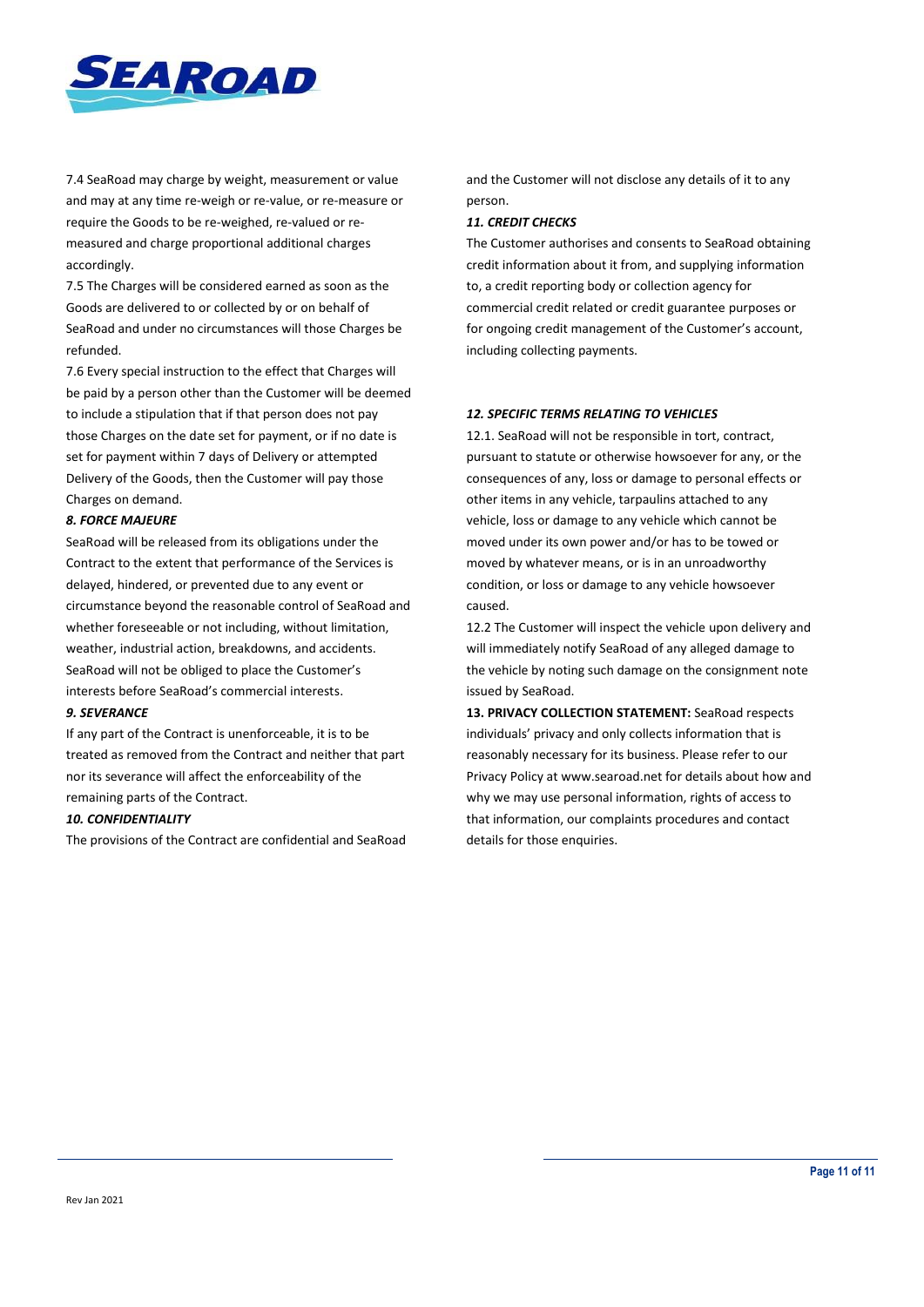7.4 SeaRoad may charge by weight, measurement or value and may at any time re-weigh or re-value, or re-measure or require the Goods to be re-weighed, re-valued or re-measured and charge proportional additional charges accordingly.

7.5 The Charges will be considered earned as soon as the Goods are delivered to or collected by or on behalf of SeaRoad and under no circumstances will those Charges be refunded.

7.6 Every special instruction to the effect that Charges will be paid by a person other than the Customer will be deemed to include a stipulation that if that person does not pay those Charges on the date set for payment, or if no date is set for payment within 7 days of Delivery or attempted Delivery of the Goods, then the Customer will pay those Charges on demand.

***8. FORCE MAJEURE***

SeaRoad will be released from its obligations under the Contract to the extent that performance of the Services is delayed, hindered, or prevented due to any event or circumstance beyond the reasonable control of SeaRoad and whether foreseeable or not including, without limitation, weather, industrial action, breakdowns, and accidents. SeaRoad will not be obliged to place the Customer's interests before SeaRoad's commercial interests.

***9. SEVERANCE***

If any part of the Contract is unenforceable, it is to be treated as removed from the Contract and neither that part nor its severance will affect the enforceability of the remaining parts of the Contract.

***10. CONFIDENTIALITY***

The provisions of the Contract are confidential and SeaRoad and the Customer will not disclose any details of it to any person.

***11. CREDIT CHECKS***

The Customer authorises and consents to SeaRoad obtaining credit information about it from, and supplying information to, a credit reporting body or collection agency for commercial credit related or credit guarantee purposes or for ongoing credit management of the Customer's account, including collecting payments.

***12. SPECIFIC TERMS RELATING TO VEHICLES***

12.1. SeaRoad will not be responsible in tort, contract, pursuant to statute or otherwise howsoever for any, or the consequences of any, loss or damage to personal effects or other items in any vehicle, tarpaulins attached to any vehicle, loss or damage to any vehicle which cannot be moved under its own power and/or has to be towed or moved by whatever means, or is in an unroadworthy condition, or loss or damage to any vehicle howsoever caused.

12.2 The Customer will inspect the vehicle upon delivery and will immediately notify SeaRoad of any alleged damage to the vehicle by noting such damage on the consignment note issued by SeaRoad.

**13. PRIVACY COLLECTION STATEMENT:** SeaRoad respects individuals' privacy and only collects information that is reasonably necessary for its business. Please refer to our Privacy Policy at www.searoad.net for details about how and why we may use personal information, rights of access to that information, our complaints procedures and contact details for those enquiries.